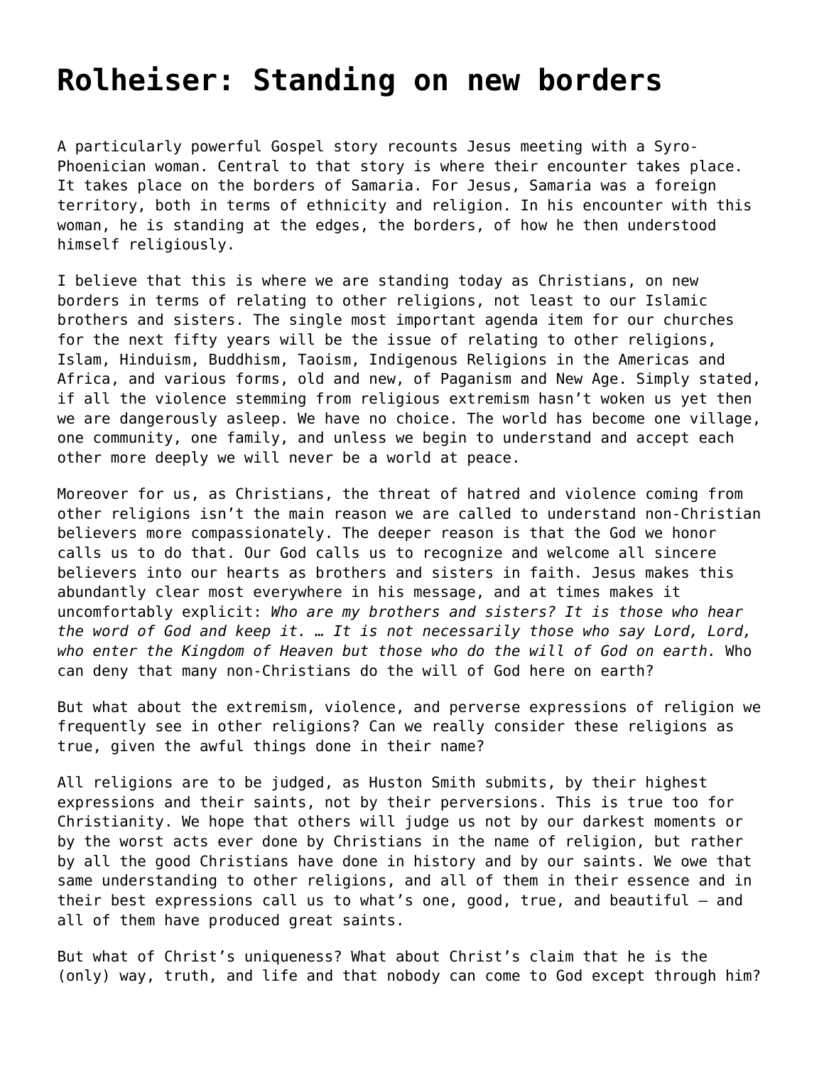# Rolheiser: Standing on new borders

A particularly powerful Gospel story recounts Jesus meeting with a Syro-Phoenician woman. Central to that story is where their encounter takes place. It takes place on the borders of Samaria. For Jesus, Samaria was a foreign territory, both in terms of ethnicity and religion. In his encounter with this woman, he is standing at the edges, the borders, of how he then understood himself religiously.

I believe that this is where we are standing today as Christians, on new borders in terms of relating to other religions, not least to our Islamic brothers and sisters. The single most important agenda item for our churches for the next fifty years will be the issue of relating to other religions, Islam, Hinduism, Buddhism, Taoism, Indigenous Religions in the Americas and Africa, and various forms, old and new, of Paganism and New Age. Simply stated, if all the violence stemming from religious extremism hasn't woken us yet then we are dangerously asleep. We have no choice. The world has become one village, one community, one family, and unless we begin to understand and accept each other more deeply we will never be a world at peace.

Moreover for us, as Christians, the threat of hatred and violence coming from other religions isn't the main reason we are called to understand non-Christian believers more compassionately. The deeper reason is that the God we honor calls us to do that. Our God calls us to recognize and welcome all sincere believers into our hearts as brothers and sisters in faith. Jesus makes this abundantly clear most everywhere in his message, and at times makes it uncomfortably explicit: *Who are my brothers and sisters? It is those who hear the word of God and keep it. … It is not necessarily those who say Lord, Lord, who enter the Kingdom of Heaven but those who do the will of God on earth.* Who can deny that many non-Christians do the will of God here on earth?

But what about the extremism, violence, and perverse expressions of religion we frequently see in other religions? Can we really consider these religions as true, given the awful things done in their name?

All religions are to be judged, as Huston Smith submits, by their highest expressions and their saints, not by their perversions. This is true too for Christianity. We hope that others will judge us not by our darkest moments or by the worst acts ever done by Christians in the name of religion, but rather by all the good Christians have done in history and by our saints. We owe that same understanding to other religions, and all of them in their essence and in their best expressions call us to what's one, good, true, and beautiful – and all of them have produced great saints.

But what of Christ's uniqueness? What about Christ's claim that he is the (only) way, truth, and life and that nobody can come to God except through him?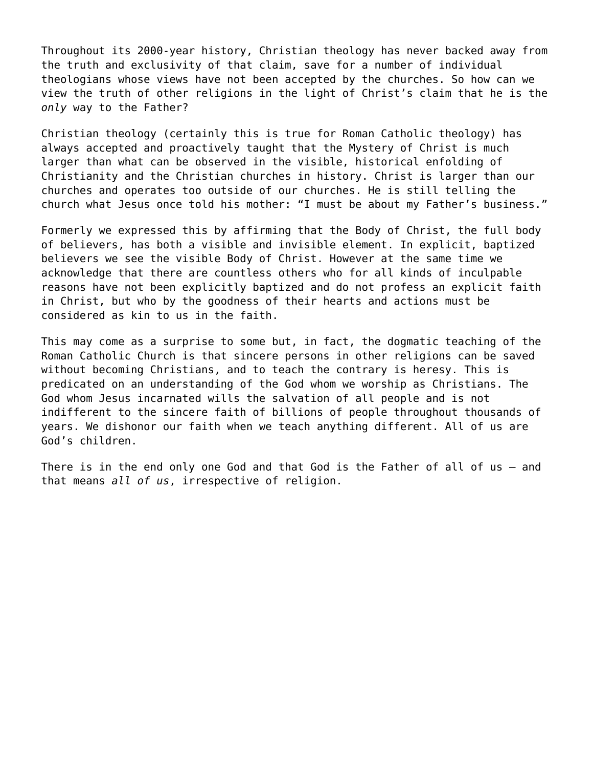Throughout its 2000-year history, Christian theology has never backed away from the truth and exclusivity of that claim, save for a number of individual theologians whose views have not been accepted by the churches. So how can we view the truth of other religions in the light of Christ's claim that he is the *only* way to the Father?

Christian theology (certainly this is true for Roman Catholic theology) has always accepted and proactively taught that the Mystery of Christ is much larger than what can be observed in the visible, historical enfolding of Christianity and the Christian churches in history. Christ is larger than our churches and operates too outside of our churches. He is still telling the church what Jesus once told his mother: "I must be about my Father's business."

Formerly we expressed this by affirming that the Body of Christ, the full body of believers, has both a visible and invisible element. In explicit, baptized believers we see the visible Body of Christ. However at the same time we acknowledge that there are countless others who for all kinds of inculpable reasons have not been explicitly baptized and do not profess an explicit faith in Christ, but who by the goodness of their hearts and actions must be considered as kin to us in the faith.

This may come as a surprise to some but, in fact, the dogmatic teaching of the Roman Catholic Church is that sincere persons in other religions can be saved without becoming Christians, and to teach the contrary is heresy. This is predicated on an understanding of the God whom we worship as Christians. The God whom Jesus incarnated wills the salvation of all people and is not indifferent to the sincere faith of billions of people throughout thousands of years. We dishonor our faith when we teach anything different. All of us are God's children.

There is in the end only one God and that God is the Father of all of us – and that means *all of us*, irrespective of religion.